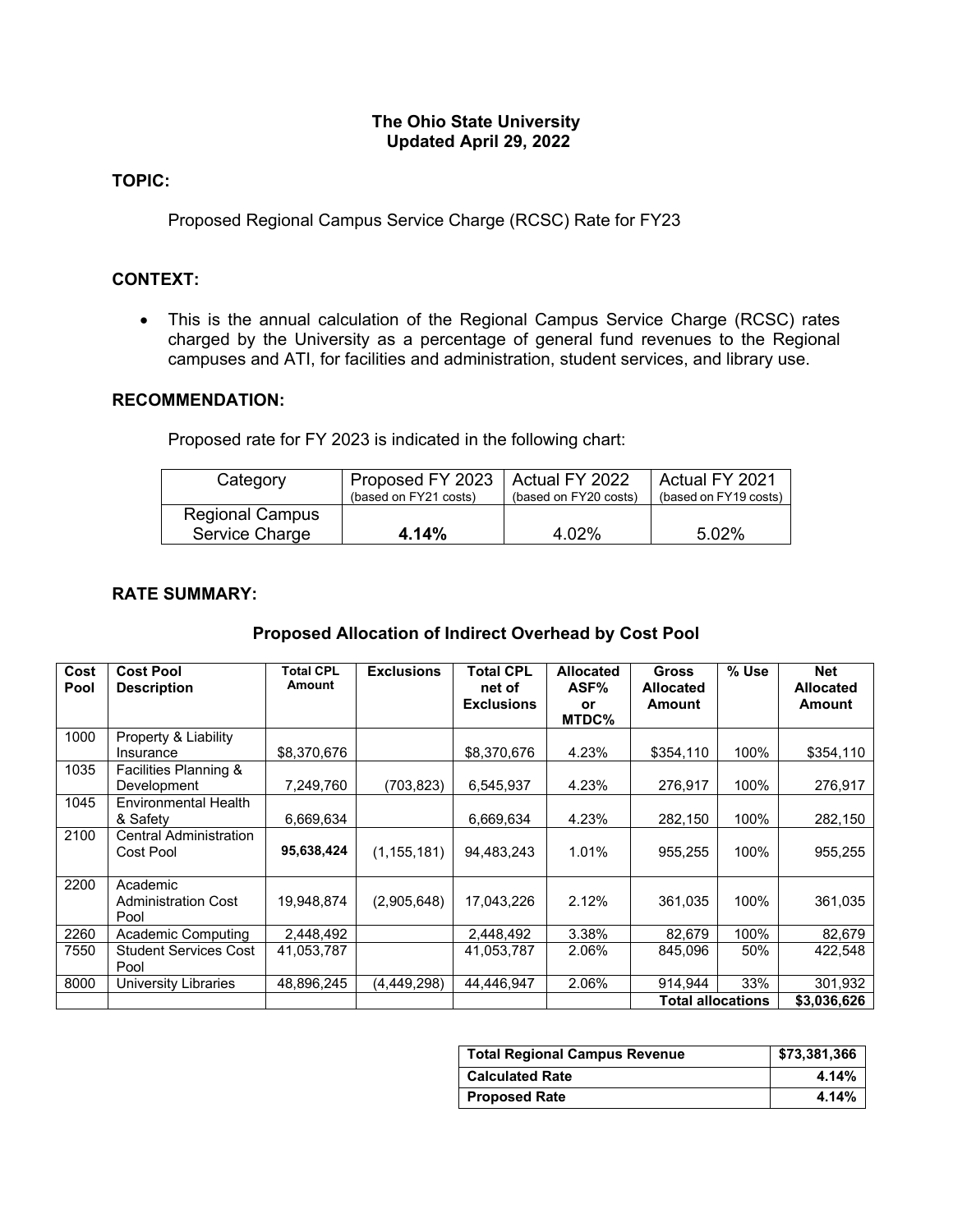**The Ohio State University**
**Updated April 29, 2022**

**TOPIC:**

Proposed Regional Campus Service Charge (RCSC) Rate for FY23

**CONTEXT:**

- This is the annual calculation of the Regional Campus Service Charge (RCSC) rates charged by the University as a percentage of general fund revenues to the Regional campuses and ATI, for facilities and administration, student services, and library use.

**RECOMMENDATION:**

Proposed rate for FY 2023 is indicated in the following chart:

| Category | Proposed FY 2023 (based on FY21 costs) | Actual FY 2022 (based on FY20 costs) | Actual FY 2021 (based on FY19 costs) |
|---|---|---|---|
| Regional Campus Service Charge | **4.14%** | 4.02% | 5.02% |

**RATE SUMMARY:**

**Proposed Allocation of Indirect Overhead by Cost Pool**

| Cost Pool | Cost Pool Description | Total CPL Amount | Exclusions | Total CPL net of Exclusions | Allocated ASF% or MTDC% | Gross Allocated Amount | % Use | Net Allocated Amount |
|---|---|---|---|---|---|---|---|---|
| 1000 | Property & Liability Insurance | $8,370,676 | | $8,370,676 | 4.23% | $354,110 | 100% | $354,110 |
| 1035 | Facilities Planning & Development | 7,249,760 | (703,823) | 6,545,937 | 4.23% | 276,917 | 100% | 276,917 |
| 1045 | Environmental Health & Safety | 6,669,634 | | 6,669,634 | 4.23% | 282,150 | 100% | 282,150 |
| 2100 | Central Administration Cost Pool | **95,638,424** | (1,155,181) | 94,483,243 | 1.01% | 955,255 | 100% | 955,255 |
| 2200 | Academic Administration Cost Pool | 19,948,874 | (2,905,648) | 17,043,226 | 2.12% | 361,035 | 100% | 361,035 |
| 2260 | Academic Computing | 2,448,492 | | 2,448,492 | 3.38% | 82,679 | 100% | 82,679 |
| 7550 | Student Services Cost Pool | 41,053,787 | | 41,053,787 | 2.06% | 845,096 | 50% | 422,548 |
| 8000 | University Libraries | 48,896,245 | (4,449,298) | 44,446,947 | 2.06% | 914,944 | 33% | 301,932 |
| | | | | | | **Total allocations** | | **$3,036,626** |

| | |
|---|---|
| **Total Regional Campus Revenue** | **$73,381,366** |
| **Calculated Rate** | **4.14%** |
| **Proposed Rate** | **4.14%** |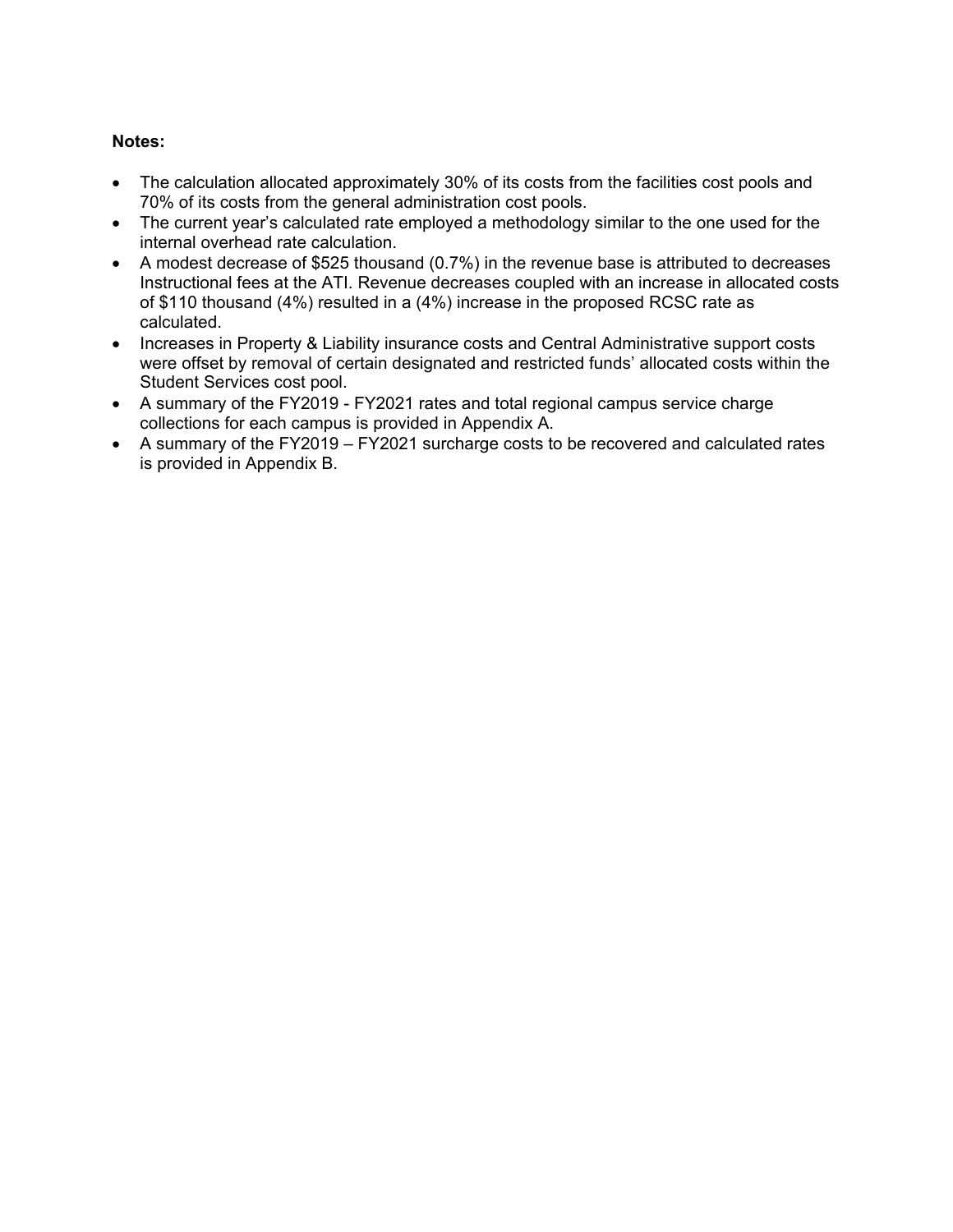**Notes:**

- The calculation allocated approximately 30% of its costs from the facilities cost pools and 70% of its costs from the general administration cost pools.
- The current year's calculated rate employed a methodology similar to the one used for the internal overhead rate calculation.
- A modest decrease of $525 thousand (0.7%) in the revenue base is attributed to decreases Instructional fees at the ATI. Revenue decreases coupled with an increase in allocated costs of $110 thousand (4%) resulted in a (4%) increase in the proposed RCSC rate as calculated.
- Increases in Property & Liability insurance costs and Central Administrative support costs were offset by removal of certain designated and restricted funds' allocated costs within the Student Services cost pool.
- A summary of the FY2019 - FY2021 rates and total regional campus service charge collections for each campus is provided in Appendix A.
- A summary of the FY2019 – FY2021 surcharge costs to be recovered and calculated rates is provided in Appendix B.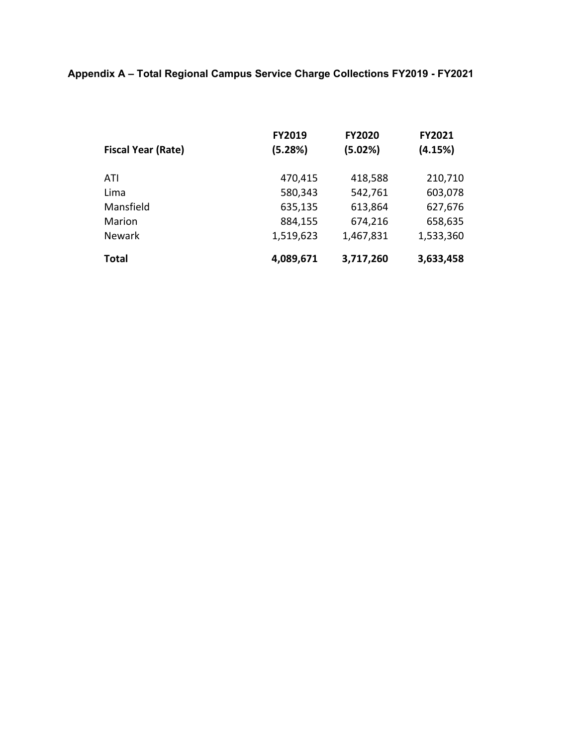## Appendix A – Total Regional Campus Service Charge Collections FY2019 - FY2021

| Fiscal Year (Rate) | FY2019 (5.28%) | FY2020 (5.02%) | FY2021 (4.15%) |
|---|---|---|---|
| ATI | 470,415 | 418,588 | 210,710 |
| Lima | 580,343 | 542,761 | 603,078 |
| Mansfield | 635,135 | 613,864 | 627,676 |
| Marion | 884,155 | 674,216 | 658,635 |
| Newark | 1,519,623 | 1,467,831 | 1,533,360 |
| **Total** | **4,089,671** | **3,717,260** | **3,633,458** |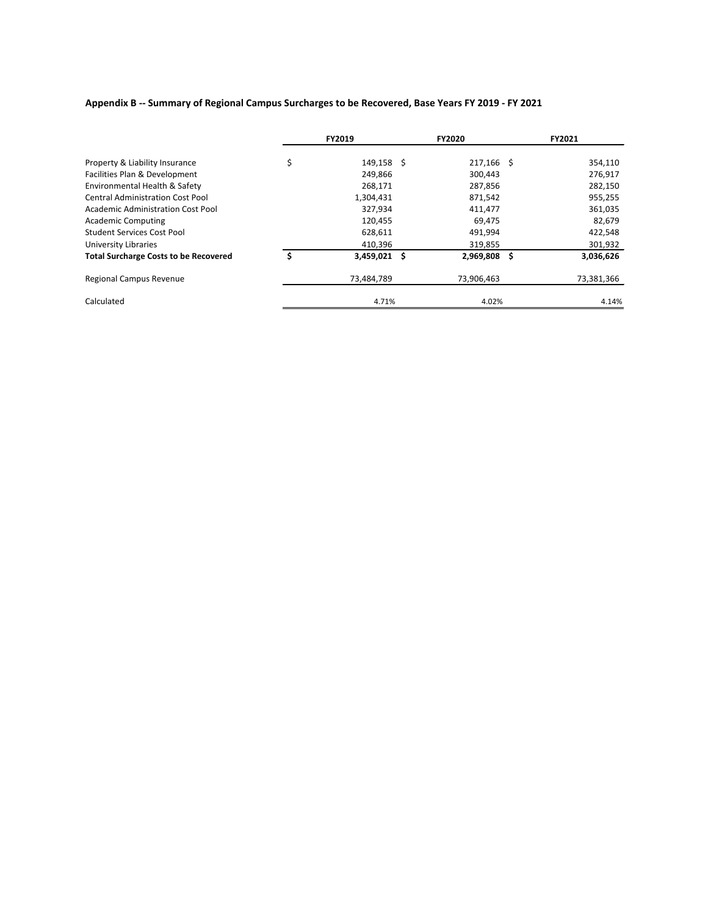**Appendix B -- Summary of Regional Campus Surcharges to be Recovered, Base Years FY 2019 - FY 2021**

| | FY2019 | FY2020 | FY2021 |
|---|---|---|---|
| Property & Liability Insurance | $ 149,158 | $ 217,166 | $ 354,110 |
| Facilities Plan & Development | 249,866 | 300,443 | 276,917 |
| Environmental Health & Safety | 268,171 | 287,856 | 282,150 |
| Central Administration Cost Pool | 1,304,431 | 871,542 | 955,255 |
| Academic Administration Cost Pool | 327,934 | 411,477 | 361,035 |
| Academic Computing | 120,455 | 69,475 | 82,679 |
| Student Services Cost Pool | 628,611 | 491,994 | 422,548 |
| University Libraries | 410,396 | 319,855 | 301,932 |
| **Total Surcharge Costs to be Recovered** | **$ 3,459,021** | **$ 2,969,808** | **$ 3,036,626** |
| Regional Campus Revenue | 73,484,789 | 73,906,463 | 73,381,366 |
| Calculated | 4.71% | 4.02% | 4.14% |